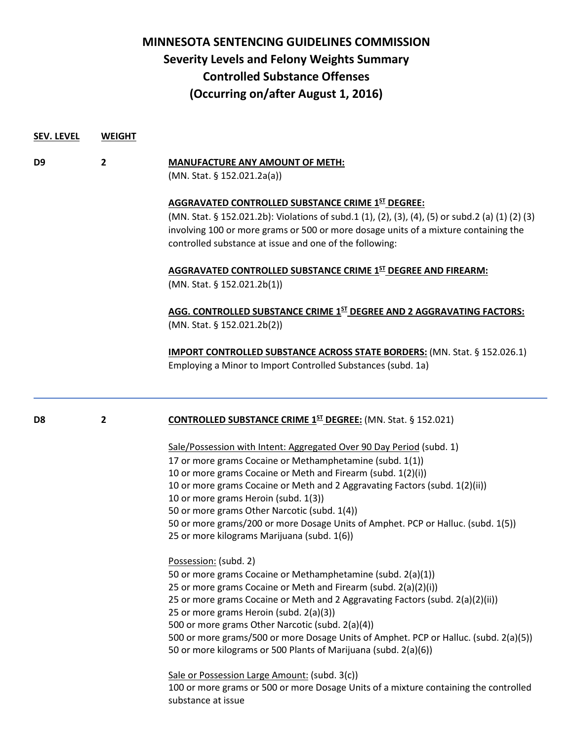# MINNESOTA SENTENCING GUIDELINES COMMISSION
## Severity Levels and Felony Weights Summary
## Controlled Substance Offenses
## (Occurring on/after August 1, 2016)

| SEV. LEVEL | WEIGHT | |
|---|---|---|
| **D9** | **2** | **MANUFACTURE ANY AMOUNT OF METH:** (MN. Stat. § 152.021.2a(a)) |
| | | **AGGRAVATED CONTROLLED SUBSTANCE CRIME 1ST DEGREE:** (MN. Stat. § 152.021.2b): Violations of subd.1 (1), (2), (3), (4), (5) or subd.2 (a) (1) (2) (3) involving 100 or more grams or 500 or more dosage units of a mixture containing the controlled substance at issue and one of the following: |
| | | **AGGRAVATED CONTROLLED SUBSTANCE CRIME 1ST DEGREE AND FIREARM:** (MN. Stat. § 152.021.2b(1)) |
| | | **AGG. CONTROLLED SUBSTANCE CRIME 1ST DEGREE AND 2 AGGRAVATING FACTORS:** (MN. Stat. § 152.021.2b(2)) |
| | | **IMPORT CONTROLLED SUBSTANCE ACROSS STATE BORDERS:** (MN. Stat. § 152.026.1) Employing a Minor to Import Controlled Substances (subd. 1a) |
| **D8** | **2** | **CONTROLLED SUBSTANCE CRIME 1ST DEGREE:** (MN. Stat. § 152.021) |
| | | Sale/Possession with Intent: Aggregated Over 90 Day Period (subd. 1)<br>17 or more grams Cocaine or Methamphetamine (subd. 1(1))<br>10 or more grams Cocaine or Meth and Firearm (subd. 1(2)(i))<br>10 or more grams Cocaine or Meth and 2 Aggravating Factors (subd. 1(2)(ii))<br>10 or more grams Heroin (subd. 1(3))<br>50 or more grams Other Narcotic (subd. 1(4))<br>50 or more grams/200 or more Dosage Units of Amphet. PCP or Halluc. (subd. 1(5))<br>25 or more kilograms Marijuana (subd. 1(6)) |
| | | Possession: (subd. 2)<br>50 or more grams Cocaine or Methamphetamine (subd. 2(a)(1))<br>25 or more grams Cocaine or Meth and Firearm (subd. 2(a)(2)(i))<br>25 or more grams Cocaine or Meth and 2 Aggravating Factors (subd. 2(a)(2)(ii))<br>25 or more grams Heroin (subd. 2(a)(3))<br>500 or more grams Other Narcotic (subd. 2(a)(4))<br>500 or more grams/500 or more Dosage Units of Amphet. PCP or Halluc. (subd. 2(a)(5))<br>50 or more kilograms or 500 Plants of Marijuana (subd. 2(a)(6)) |
| | | Sale or Possession Large Amount: (subd. 3(c))<br>100 or more grams or 500 or more Dosage Units of a mixture containing the controlled substance at issue |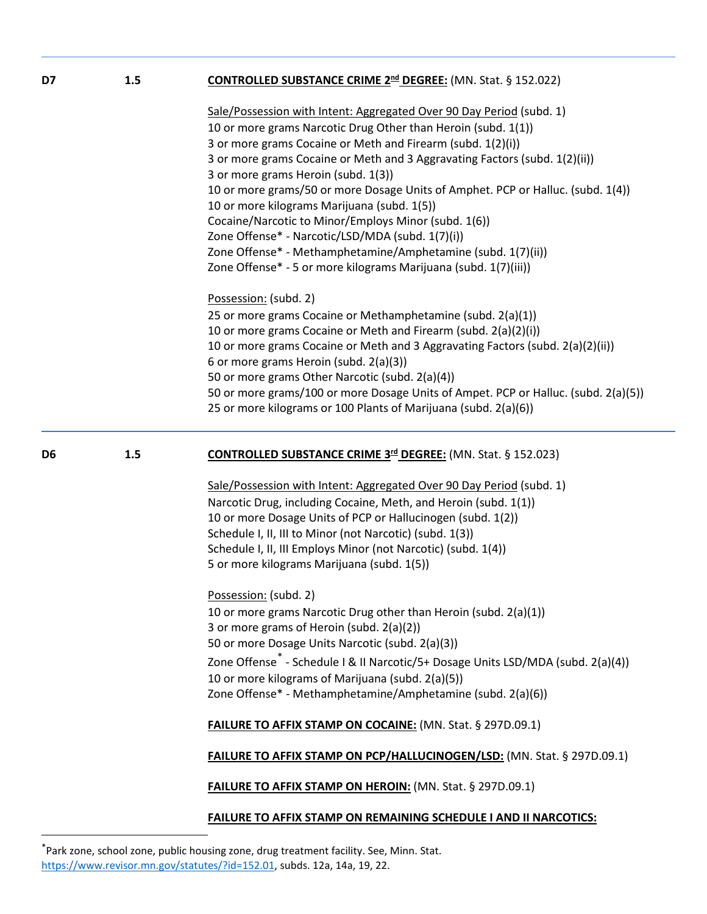**D7** 1.5 **CONTROLLED SUBSTANCE CRIME 2nd DEGREE:** (MN. Stat. § 152.022)

Sale/Possession with Intent: Aggregated Over 90 Day Period (subd. 1)
10 or more grams Narcotic Drug Other than Heroin (subd. 1(1))
3 or more grams Cocaine or Meth and Firearm (subd. 1(2)(i))
3 or more grams Cocaine or Meth and 3 Aggravating Factors (subd. 1(2)(ii))
3 or more grams Heroin (subd. 1(3))
10 or more grams/50 or more Dosage Units of Amphet. PCP or Halluc. (subd. 1(4))
10 or more kilograms Marijuana (subd. 1(5))
Cocaine/Narcotic to Minor/Employs Minor (subd. 1(6))
Zone Offense* - Narcotic/LSD/MDA (subd. 1(7)(i))
Zone Offense* - Methamphetamine/Amphetamine (subd. 1(7)(ii))
Zone Offense* - 5 or more kilograms Marijuana (subd. 1(7)(iii))

Possession: (subd. 2)
25 or more grams Cocaine or Methamphetamine (subd. 2(a)(1))
10 or more grams Cocaine or Meth and Firearm (subd. 2(a)(2)(i))
10 or more grams Cocaine or Meth and 3 Aggravating Factors (subd. 2(a)(2)(ii))
6 or more grams Heroin (subd. 2(a)(3))
50 or more grams Other Narcotic (subd. 2(a)(4))
50 or more grams/100 or more Dosage Units of Ampet. PCP or Halluc. (subd. 2(a)(5))
25 or more kilograms or 100 Plants of Marijuana (subd. 2(a)(6))

---

**D6** 1.5 **CONTROLLED SUBSTANCE CRIME 3rd DEGREE:** (MN. Stat. § 152.023)

Sale/Possession with Intent: Aggregated Over 90 Day Period (subd. 1)
Narcotic Drug, including Cocaine, Meth, and Heroin (subd. 1(1))
10 or more Dosage Units of PCP or Hallucinogen (subd. 1(2))
Schedule I, II, III to Minor (not Narcotic) (subd. 1(3))
Schedule I, II, III Employs Minor (not Narcotic) (subd. 1(4))
5 or more kilograms Marijuana (subd. 1(5))

Possession: (subd. 2)
10 or more grams Narcotic Drug other than Heroin (subd. 2(a)(1))
3 or more grams of Heroin (subd. 2(a)(2))
50 or more Dosage Units Narcotic (subd. 2(a)(3))
Zone Offense* - Schedule I & II Narcotic/5+ Dosage Units LSD/MDA (subd. 2(a)(4))
10 or more kilograms of Marijuana (subd. 2(a)(5))
Zone Offense* - Methamphetamine/Amphetamine (subd. 2(a)(6))

**FAILURE TO AFFIX STAMP ON COCAINE:** (MN. Stat. § 297D.09.1)

**FAILURE TO AFFIX STAMP ON PCP/HALLUCINOGEN/LSD:** (MN. Stat. § 297D.09.1)

**FAILURE TO AFFIX STAMP ON HEROIN:** (MN. Stat. § 297D.09.1)

**FAILURE TO AFFIX STAMP ON REMAINING SCHEDULE I AND II NARCOTICS:**

---

*Park zone, school zone, public housing zone, drug treatment facility. See, Minn. Stat. https://www.revisor.mn.gov/statutes/?id=152.01, subds. 12a, 14a, 19, 22.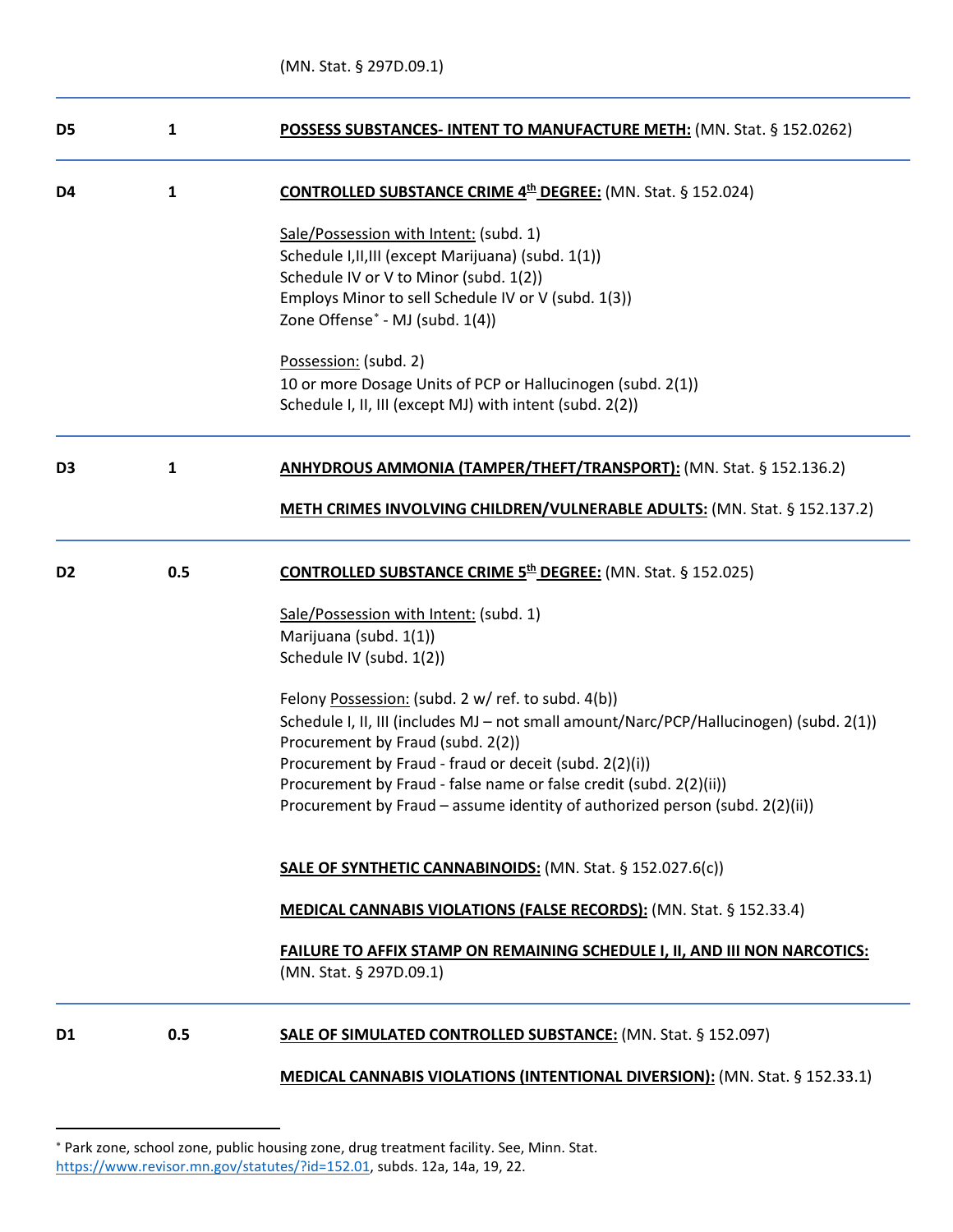(MN. Stat. § 297D.09.1)

| | | |
|---|---|---|
| **D5** | **1** | <u>**POSSESS SUBSTANCES- INTENT TO MANUFACTURE METH:**</u> (MN. Stat. § 152.0262) |
| **D4** | **1** | <u>**CONTROLLED SUBSTANCE CRIME 4th DEGREE:**</u> (MN. Stat. § 152.024)<br><br><u>Sale/Possession with Intent:</u> (subd. 1)<br>Schedule I,II,III (except Marijuana) (subd. 1(1))<br>Schedule IV or V to Minor (subd. 1(2))<br>Employs Minor to sell Schedule IV or V (subd. 1(3))<br>Zone Offense* - MJ (subd. 1(4))<br><br><u>Possession:</u> (subd. 2)<br>10 or more Dosage Units of PCP or Hallucinogen (subd. 2(1))<br>Schedule I, II, III (except MJ) with intent (subd. 2(2)) |
| **D3** | **1** | <u>**ANHYDROUS AMMONIA (TAMPER/THEFT/TRANSPORT):**</u> (MN. Stat. § 152.136.2)<br><br><u>**METH CRIMES INVOLVING CHILDREN/VULNERABLE ADULTS:**</u> (MN. Stat. § 152.137.2) |
| **D2** | **0.5** | <u>**CONTROLLED SUBSTANCE CRIME 5th DEGREE:**</u> (MN. Stat. § 152.025)<br><br><u>Sale/Possession with Intent:</u> (subd. 1)<br>Marijuana (subd. 1(1))<br>Schedule IV (subd. 1(2))<br><br>Felony <u>Possession:</u> (subd. 2 w/ ref. to subd. 4(b))<br>Schedule I, II, III (includes MJ – not small amount/Narc/PCP/Hallucinogen) (subd. 2(1))<br>Procurement by Fraud (subd. 2(2))<br>Procurement by Fraud - fraud or deceit (subd. 2(2)(i))<br>Procurement by Fraud - false name or false credit (subd. 2(2)(ii))<br>Procurement by Fraud – assume identity of authorized person (subd. 2(2)(ii))<br><br><u>**SALE OF SYNTHETIC CANNABINOIDS:**</u> (MN. Stat. § 152.027.6(c))<br><br><u>**MEDICAL CANNABIS VIOLATIONS (FALSE RECORDS):**</u> (MN. Stat. § 152.33.4)<br><br><u>**FAILURE TO AFFIX STAMP ON REMAINING SCHEDULE I, II, AND III NON NARCOTICS:**</u> (MN. Stat. § 297D.09.1) |
| **D1** | **0.5** | <u>**SALE OF SIMULATED CONTROLLED SUBSTANCE:**</u> (MN. Stat. § 152.097)<br><br><u>**MEDICAL CANNABIS VIOLATIONS (INTENTIONAL DIVERSION):**</u> (MN. Stat. § 152.33.1) |

---

* Park zone, school zone, public housing zone, drug treatment facility. See, Minn. Stat. https://www.revisor.mn.gov/statutes/?id=152.01, subds. 12a, 14a, 19, 22.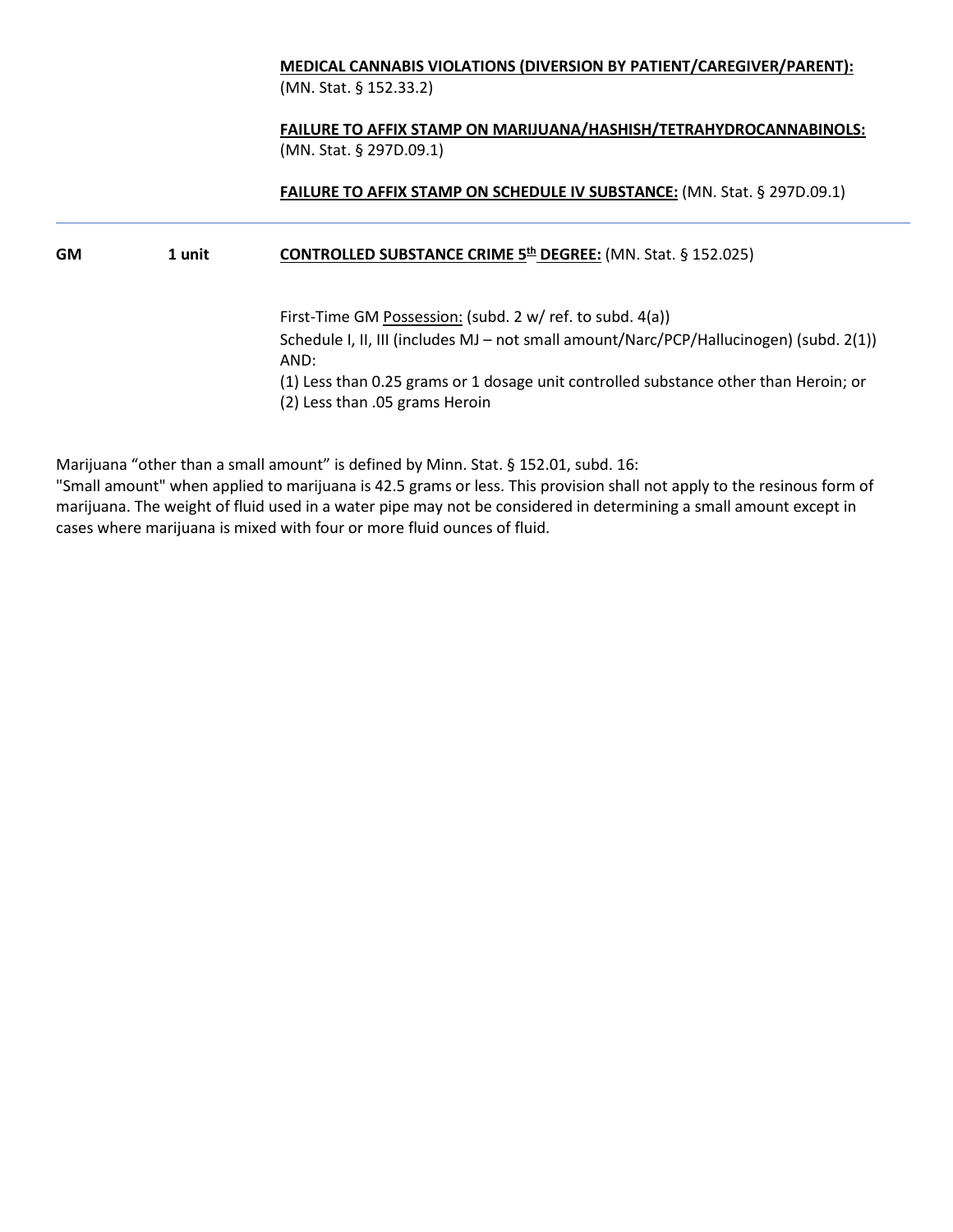**MEDICAL CANNABIS VIOLATIONS (DIVERSION BY PATIENT/CAREGIVER/PARENT):**
(MN. Stat. § 152.33.2)

**FAILURE TO AFFIX STAMP ON MARIJUANA/HASHISH/TETRAHYDROCANNABINOLS:**
(MN. Stat. § 297D.09.1)

**FAILURE TO AFFIX STAMP ON SCHEDULE IV SUBSTANCE:** (MN. Stat. § 297D.09.1)

---

| | | |
|---|---|---|
| **GM** | **1 unit** | **CONTROLLED SUBSTANCE CRIME 5th DEGREE:** (MN. Stat. § 152.025)<br><br>First-Time GM Possession: (subd. 2 w/ ref. to subd. 4(a))<br>Schedule I, II, III (includes MJ – not small amount/Narc/PCP/Hallucinogen) (subd. 2(1)) AND:<br>(1) Less than 0.25 grams or 1 dosage unit controlled substance other than Heroin; or<br>(2) Less than .05 grams Heroin |

Marijuana "other than a small amount" is defined by Minn. Stat. § 152.01, subd. 16:
"Small amount" when applied to marijuana is 42.5 grams or less. This provision shall not apply to the resinous form of marijuana. The weight of fluid used in a water pipe may not be considered in determining a small amount except in cases where marijuana is mixed with four or more fluid ounces of fluid.